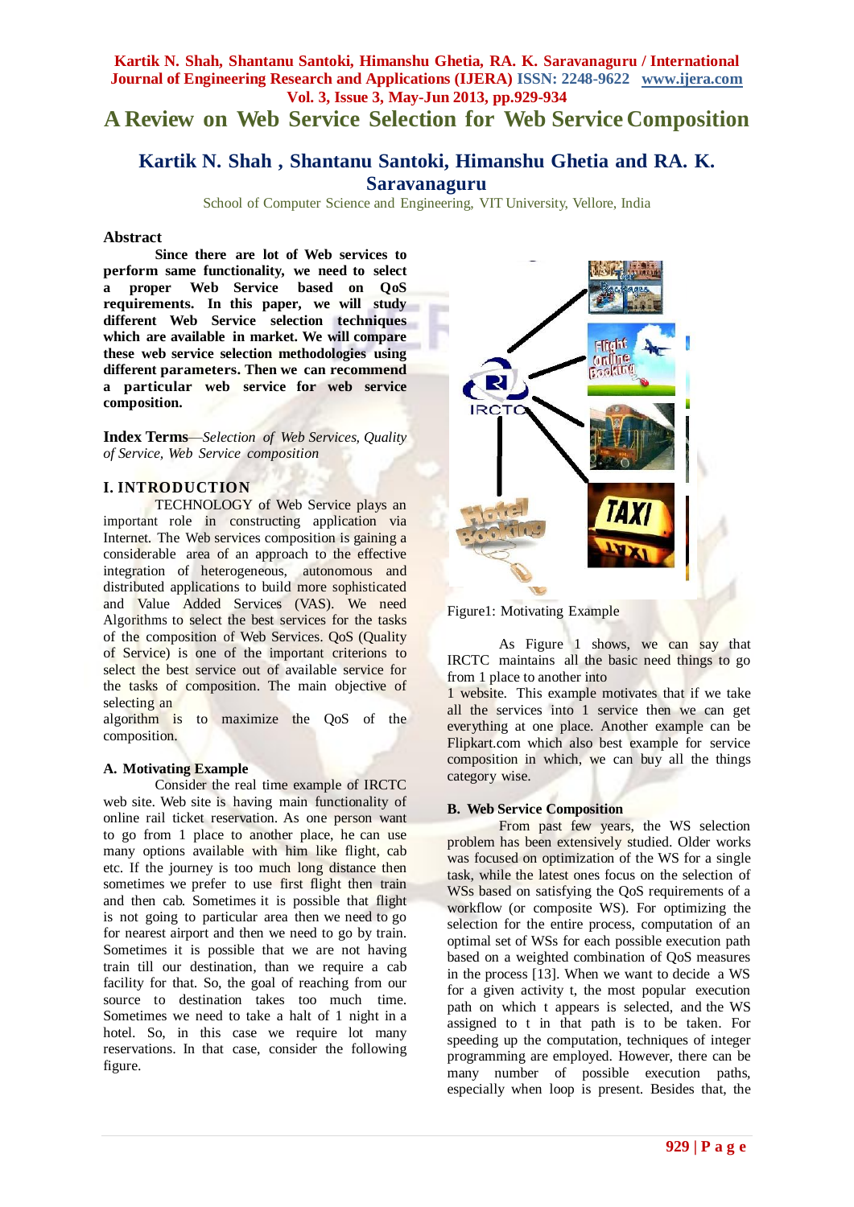# A Review on Web Service Selection for Web Service Composition

## Kartik N. Shah , Shantanu Santoki, Himanshu Ghetia and RA. K. Saravanaguru

School of Computer Science and Engineering, VIT University, Vellore, India

### Abstract

**Since there are lot of Web services to perform same functionality, we need to select a proper Web Service based on QoS requirements. In this paper, we will study different Web Service selection techniques which are available in market. We will compare these web service selection methodologies using different parameters. Then we can recommend a particular web service for web service composition.**

**Index Terms**—*Selection of Web Services, Quality of Service, Web Service composition*

### I. INTRODUCTION

TECHNOLOGY of Web Service plays an important role in constructing application via Internet. The Web services composition is gaining a considerable area of an approach to the effective integration of heterogeneous, autonomous and distributed applications to build more sophisticated and Value Added Services (VAS). We need Algorithms to select the best services for the tasks of the composition of Web Services. QoS (Quality of Service) is one of the important criterions to select the best service out of available service for the tasks of composition. The main objective of selecting an algorithm is to maximize the QoS of the composition.

#### A. Motivating Example

Consider the real time example of IRCTC web site. Web site is having main functionality of online rail ticket reservation. As one person want to go from 1 place to another place, he can use many options available with him like flight, cab etc. If the journey is too much long distance then sometimes we prefer to use first flight then train and then cab. Sometimes it is possible that flight is not going to particular area then we need to go for nearest airport and then we need to go by train. Sometimes it is possible that we are not having train till our destination, than we require a cab facility for that. So, the goal of reaching from our source to destination takes too much time. Sometimes we need to take a halt of 1 night in a hotel. So, in this case we require lot many reservations. In that case, consider the following figure.

Figure1: Motivating Example

As Figure 1 shows, we can say that IRCTC maintains all the basic need things to go from 1 place to another into 1 website. This example motivates that if we take all the services into 1 service then we can get everything at one place. Another example can be Flipkart.com which also best example for service composition in which, we can buy all the things category wise.

#### B. Web Service Composition

From past few years, the WS selection problem has been extensively studied. Older works was focused on optimization of the WS for a single task, while the latest ones focus on the selection of WSs based on satisfying the QoS requirements of a workflow (or composite WS). For optimizing the selection for the entire process, computation of an optimal set of WSs for each possible execution path based on a weighted combination of QoS measures in the process [13]. When we want to decide a WS for a given activity t, the most popular execution path on which t appears is selected, and the WS assigned to t in that path is to be taken. For speeding up the computation, techniques of integer programming are employed. However, there can be many number of possible execution paths, especially when loop is present. Besides that, the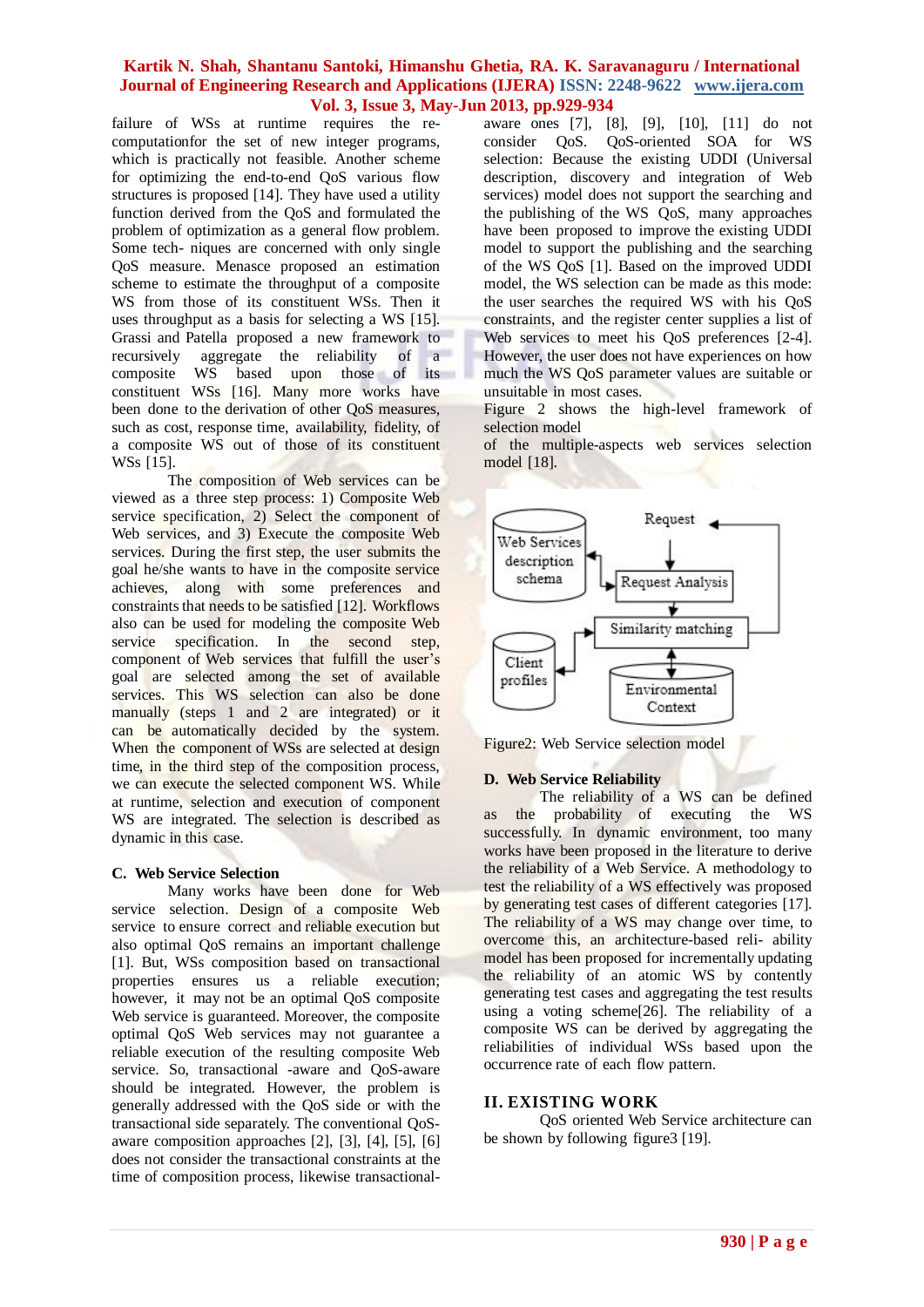failure of WSs at runtime requires the re-computationfor the set of new integer programs, which is practically not feasible. Another scheme for optimizing the end-to-end QoS various flow structures is proposed [14]. They have used a utility function derived from the QoS and formulated the problem of optimization as a general flow problem. Some tech- niques are concerned with only single QoS measure. Menasce proposed an estimation scheme to estimate the throughput of a composite WS from those of its constituent WSs. Then it uses throughput as a basis for selecting a WS [15]. Grassi and Patella proposed a new framework to recursively aggregate the reliability of a composite WS based upon those of its constituent WSs [16]. Many more works have been done to the derivation of other QoS measures, such as cost, response time, availability, fidelity, of a composite WS out of those of its constituent WSs [15].

The composition of Web services can be viewed as a three step process: 1) Composite Web service specification, 2) Select the component of Web services, and 3) Execute the composite Web services. During the first step, the user submits the goal he/she wants to have in the composite service achieves, along with some preferences and constraints that needs to be satisfied [12]. Workflows also can be used for modeling the composite Web service specification. In the second step, component of Web services that fulfill the user's goal are selected among the set of available services. This WS selection can also be done manually (steps 1 and 2 are integrated) or it can be automatically decided by the system. When the component of WSs are selected at design time, in the third step of the composition process, we can execute the selected component WS. While at runtime, selection and execution of component WS are integrated. The selection is described as dynamic in this case.

### C. Web Service Selection

Many works have been done for Web service selection. Design of a composite Web service to ensure correct and reliable execution but also optimal QoS remains an important challenge [1]. But, WSs composition based on transactional properties ensures us a reliable execution; however, it may not be an optimal QoS composite Web service is guaranteed. Moreover, the composite optimal QoS Web services may not guarantee a reliable execution of the resulting composite Web service. So, transactional -aware and QoS-aware should be integrated. However, the problem is generally addressed with the QoS side or with the transactional side separately. The conventional QoS-aware composition approaches [2], [3], [4], [5], [6] does not consider the transactional constraints at the time of composition process, likewise transactional-aware ones [7], [8], [9], [10], [11] do not consider QoS. QoS-oriented SOA for WS selection: Because the existing UDDI (Universal description, discovery and integration of Web services) model does not support the searching and the publishing of the WS QoS, many approaches have been proposed to improve the existing UDDI model to support the publishing and the searching of the WS QoS [1]. Based on the improved UDDI model, the WS selection can be made as this mode: the user searches the required WS with his QoS constraints, and the register center supplies a list of Web services to meet his QoS preferences [2-4]. However, the user does not have experiences on how much the WS QoS parameter values are suitable or unsuitable in most cases.

Figure 2 shows the high-level framework of selection model of the multiple-aspects web services selection model [18].

Figure2: Web Service selection model

### D. Web Service Reliability

The reliability of a WS can be defined as the probability of executing the WS successfully. In dynamic environment, too many works have been proposed in the literature to derive the reliability of a Web Service. A methodology to test the reliability of a WS effectively was proposed by generating test cases of different categories [17]. The reliability of a WS may change over time, to overcome this, an architecture-based reli- ability model has been proposed for incrementally updating the reliability of an atomic WS by contently generating test cases and aggregating the test results using a voting scheme[26]. The reliability of a composite WS can be derived by aggregating the reliabilities of individual WSs based upon the occurrence rate of each flow pattern.

## II. EXISTING WORK

QoS oriented Web Service architecture can be shown by following figure3 [19].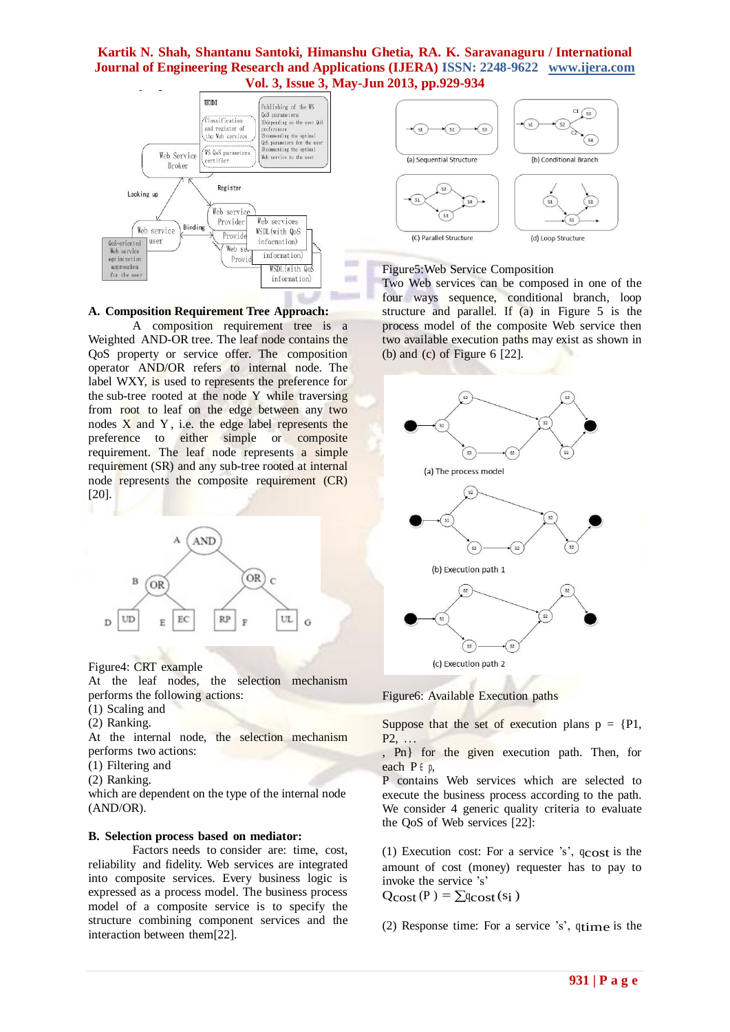## A. Composition Requirement Tree Approach:

A composition requirement tree is a Weighted AND-OR tree. The leaf node contains the QoS property or service offer. The composition operator AND/OR refers to internal node. The label WXY, is used to represents the preference for the sub-tree rooted at the node Y while traversing from root to leaf on the edge between any two nodes X and Y, i.e. the edge label represents the preference to either simple or composite requirement. The leaf node represents a simple requirement (SR) and any sub-tree rooted at internal node represents the composite requirement (CR) [20].

Figure4: CRT example

At the leaf nodes, the selection mechanism performs the following actions:

(1) Scaling and
(2) Ranking.

At the internal node, the selection mechanism performs two actions:

(1) Filtering and
(2) Ranking.

which are dependent on the type of the internal node (AND/OR).

## B. Selection process based on mediator:

Factors needs to consider are: time, cost, reliability and fidelity. Web services are integrated into composite services. Every business logic is expressed as a process model. The business process model of a composite service is to specify the structure combining component services and the interaction between them[22].

Figure5:Web Service Composition

Two Web services can be composed in one of the four ways sequence, conditional branch, loop structure and parallel. If (a) in Figure 5 is the process model of the composite Web service then two available execution paths may exist as shown in (b) and (c) of Figure 6 [22].

Figure6: Available Execution paths

Suppose that the set of execution plans p = {P1, P2, …, Pn} for the given execution path. Then, for each P ε p, P contains Web services which are selected to execute the business process according to the path. We consider 4 generic quality criteria to evaluate the QoS of Web services [22]:

(1) Execution cost: For a service 's', $q_{cost}$ is the amount of cost (money) requester has to pay to invoke the service 's'

$$Q_{cost}(P) = \sum q_{cost}(s_i)$$

(2) Response time: For a service 's', $q_{time}$ is the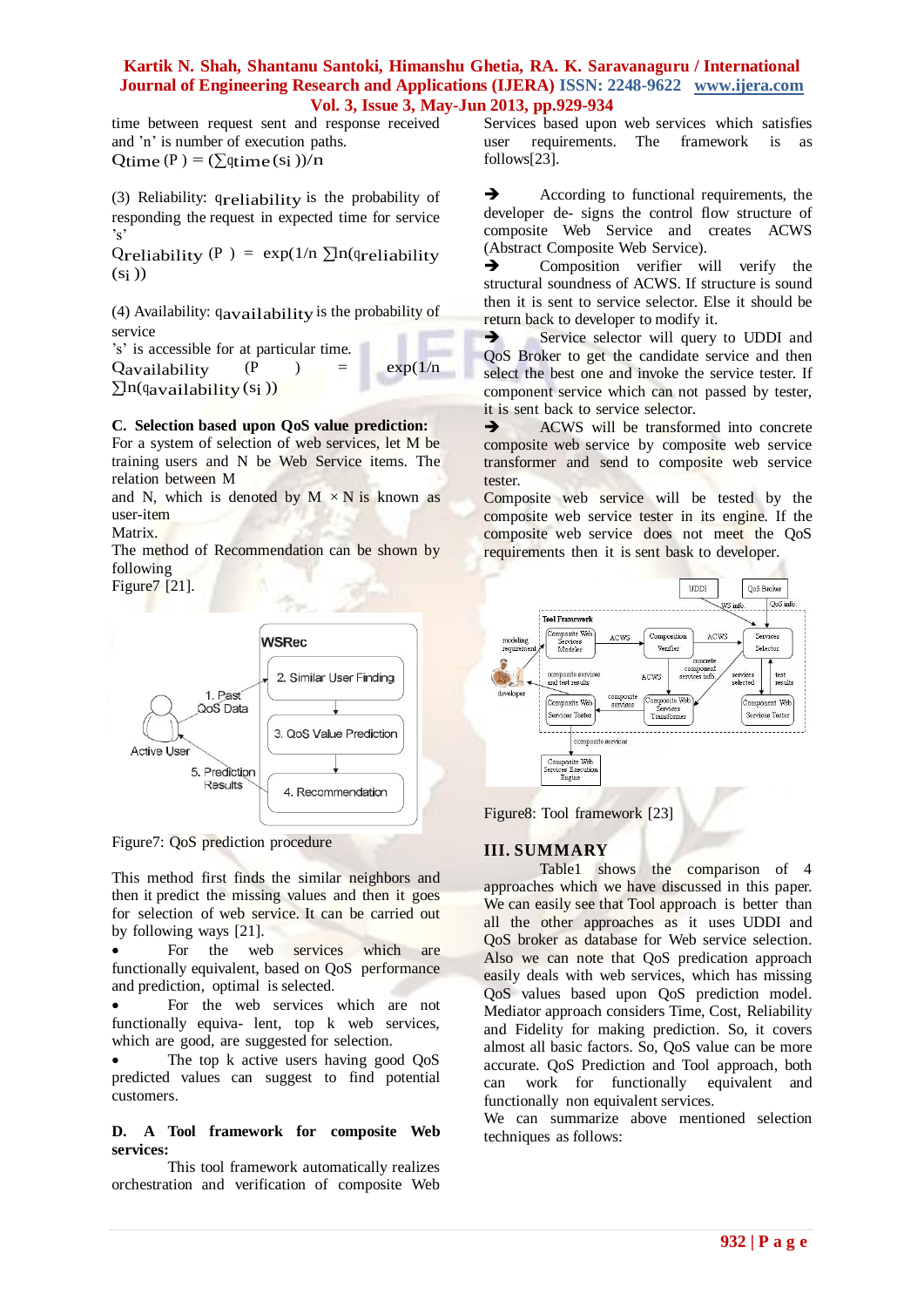time between request sent and response received and 'n' is number of execution paths.

$$Q_{time}(P) = (\sum q_{time}(s_i))/n$$

(3) Reliability: $q_{reliability}$ is the probability of responding the request in expected time for service 's'

$$Q_{reliability}(P) = \exp(1/n \sum \ln(q_{reliability}(s_i))$$

(4) Availability: $q_{availability}$ is the probability of service 's' is accessible for at particular time.

$$Q_{availability}(P) = \exp(1/n \sum \ln(q_{availability}(s_i))$$

**C. Selection based upon QoS value prediction:**

For a system of selection of web services, let M be training users and N be Web Service items. The relation between M and N, which is denoted by M × N is known as user-item Matrix.

The method of Recommendation can be shown by following Figure7 [21].

Figure7: QoS prediction procedure

This method first finds the similar neighbors and then it predict the missing values and then it goes for selection of web service. It can be carried out by following ways [21].

- For the web services which are functionally equivalent, based on QoS performance and prediction, optimal is selected.
- For the web services which are not functionally equiva- lent, top k web services, which are good, are suggested for selection.
- The top k active users having good QoS predicted values can suggest to find potential customers.

**D. A Tool framework for composite Web services:**

This tool framework automatically realizes orchestration and verification of composite Web Services based upon web services which satisfies user requirements. The framework is as follows[23].

➔ According to functional requirements, the developer de- signs the control flow structure of composite Web Service and creates ACWS (Abstract Composite Web Service).

➔ Composition verifier will verify the structural soundness of ACWS. If structure is sound then it is sent to service selector. Else it should be return back to developer to modify it.

➔ Service selector will query to UDDI and QoS Broker to get the candidate service and then select the best one and invoke the service tester. If component service which can not passed by tester, it is sent back to service selector.

➔ ACWS will be transformed into concrete composite web service by composite web service transformer and send to composite web service tester.

Composite web service will be tested by the composite web service tester in its engine. If the composite web service does not meet the QoS requirements then it is sent bask to developer.

Figure8: Tool framework [23]

## III. SUMMARY

Table1 shows the comparison of 4 approaches which we have discussed in this paper. We can easily see that Tool approach is better than all the other approaches as it uses UDDI and QoS broker as database for Web service selection. Also we can note that QoS predication approach easily deals with web services, which has missing QoS values based upon QoS prediction model. Mediator approach considers Time, Cost, Reliability and Fidelity for making prediction. So, it covers almost all basic factors. So, QoS value can be more accurate. QoS Prediction and Tool approach, both can work for functionally equivalent and functionally non equivalent services.

We can summarize above mentioned selection techniques as follows: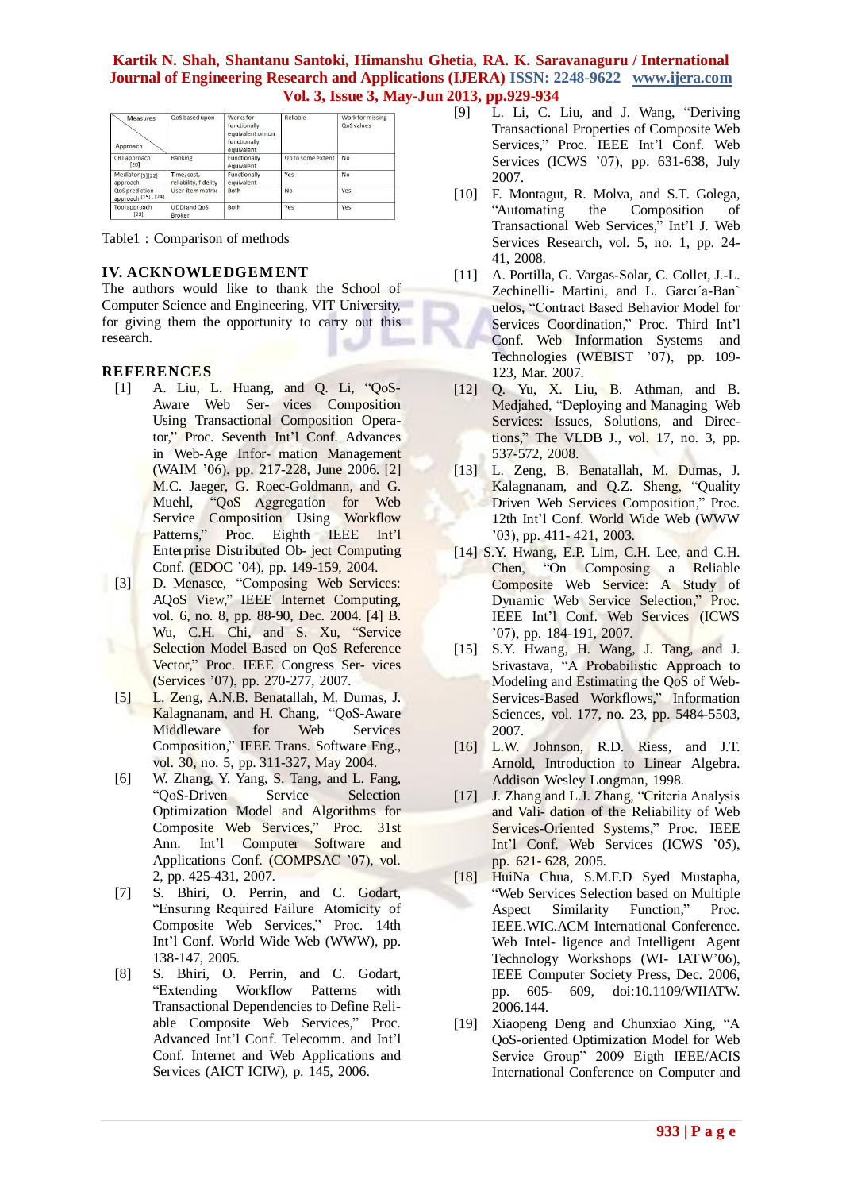| Measures / Approach | QoS based upon | Works for functionally equivalent or non functionally equivalent | Reliable | Work for missing QoS values |
|---|---|---|---|---|
| CRT approach [20] | Ranking | Functionally equivalent | Up to some extent | No |
| Mediator [5][22] approach | Time, cost, reliability, fidelity | Functionally equivalent | Yes | No |
| QoS prediction approach [15], [24] | User-item matrix | Both | No | Yes |
| Tool approach [23] | UDDI and QoS Broker | Both | Yes | Yes |

Table1 : Comparison of methods

## IV. ACKNOWLEDGEMENT

The authors would like to thank the School of Computer Science and Engineering, VIT University, for giving them the opportunity to carry out this research.

## REFERENCES

- [1] A. Liu, L. Huang, and Q. Li, "QoS-Aware Web Ser- vices Composition Using Transactional Composition Opera- tor," Proc. Seventh Int'l Conf. Advances in Web-Age Infor- mation Management (WAIM '06), pp. 217-228, June 2006. [2] M.C. Jaeger, G. Roec-Goldmann, and G. Muehl, "QoS Aggregation for Web Service Composition Using Workflow Patterns," Proc. Eighth IEEE Int'l Enterprise Distributed Ob- ject Computing Conf. (EDOC '04), pp. 149-159, 2004.
- [3] D. Menasce, "Composing Web Services: AQoS View," IEEE Internet Computing, vol. 6, no. 8, pp. 88-90, Dec. 2004. [4] B. Wu, C.H. Chi, and S. Xu, "Service Selection Model Based on QoS Reference Vector," Proc. IEEE Congress Ser- vices (Services '07), pp. 270-277, 2007.
- [5] L. Zeng, A.N.B. Benatallah, M. Dumas, J. Kalagnanam, and H. Chang, "QoS-Aware Middleware for Web Services Composition," IEEE Trans. Software Eng., vol. 30, no. 5, pp. 311-327, May 2004.
- [6] W. Zhang, Y. Yang, S. Tang, and L. Fang, "QoS-Driven Service Selection Optimization Model and Algorithms for Composite Web Services," Proc. 31st Ann. Int'l Computer Software and Applications Conf. (COMPSAC '07), vol. 2, pp. 425-431, 2007.
- [7] S. Bhiri, O. Perrin, and C. Godart, "Ensuring Required Failure Atomicity of Composite Web Services," Proc. 14th Int'l Conf. World Wide Web (WWW), pp. 138-147, 2005.
- [8] S. Bhiri, O. Perrin, and C. Godart, "Extending Workflow Patterns with Transactional Dependencies to Define Reli- able Composite Web Services," Proc. Advanced Int'l Conf. Telecomm. and Int'l Conf. Internet and Web Applications and Services (AICT ICIW), p. 145, 2006.
- [9] L. Li, C. Liu, and J. Wang, "Deriving Transactional Properties of Composite Web Services," Proc. IEEE Int'l Conf. Web Services (ICWS '07), pp. 631-638, July 2007.
- [10] F. Montagut, R. Molva, and S.T. Golega, "Automating the Composition of Transactional Web Services," Int'l J. Web Services Research, vol. 5, no. 1, pp. 24-41, 2008.
- [11] A. Portilla, G. Vargas-Solar, C. Collet, J.-L. Zechinelli- Martini, and L. Garcı´a-Ban˜ uelos, "Contract Based Behavior Model for Services Coordination," Proc. Third Int'l Conf. Web Information Systems and Technologies (WEBIST '07), pp. 109-123, Mar. 2007.
- [12] Q. Yu, X. Liu, B. Athman, and B. Medjahed, "Deploying and Managing Web Services: Issues, Solutions, and Direc- tions," The VLDB J., vol. 17, no. 3, pp. 537-572, 2008.
- [13] L. Zeng, B. Benatallah, M. Dumas, J. Kalagnanam, and Q.Z. Sheng, "Quality Driven Web Services Composition," Proc. 12th Int'l Conf. World Wide Web (WWW '03), pp. 411- 421, 2003.
- [14] S.Y. Hwang, E.P. Lim, C.H. Lee, and C.H. Chen, "On Composing a Reliable Composite Web Service: A Study of Dynamic Web Service Selection," Proc. IEEE Int'l Conf. Web Services (ICWS '07), pp. 184-191, 2007.
- [15] S.Y. Hwang, H. Wang, J. Tang, and J. Srivastava, "A Probabilistic Approach to Modeling and Estimating the QoS of Web-Services-Based Workflows," Information Sciences, vol. 177, no. 23, pp. 5484-5503, 2007.
- [16] L.W. Johnson, R.D. Riess, and J.T. Arnold, Introduction to Linear Algebra. Addison Wesley Longman, 1998.
- [17] J. Zhang and L.J. Zhang, "Criteria Analysis and Vali- dation of the Reliability of Web Services-Oriented Systems," Proc. IEEE Int'l Conf. Web Services (ICWS '05), pp. 621- 628, 2005.
- [18] HuiNa Chua, S.M.F.D Syed Mustapha, "Web Services Selection based on Multiple Aspect Similarity Function," Proc. IEEE.WIC.ACM International Conference. Web Intel- ligence and Intelligent Agent Technology Workshops (WI- IATW'06), IEEE Computer Society Press, Dec. 2006, pp. 605- 609, doi:10.1109/WIIATW. 2006.144.
- [19] Xiaopeng Deng and Chunxiao Xing, "A QoS-oriented Optimization Model for Web Service Group" 2009 Eigth IEEE/ACIS International Conference on Computer and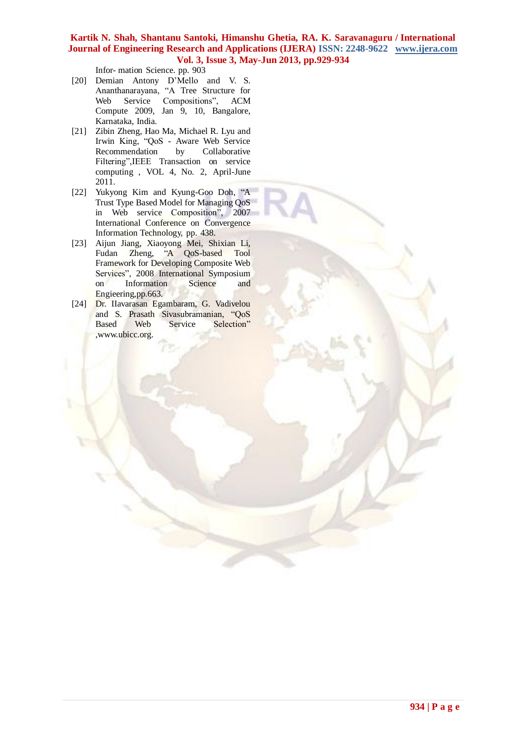Infor- mation Science. pp. 903

[20] Demian Antony D'Mello and V. S. Ananthanarayana, "A Tree Structure for Web Service Compositions", ACM Compute 2009, Jan 9, 10, Bangalore, Karnataka, India.

[21] Zibin Zheng, Hao Ma, Michael R. Lyu and Irwin King, "QoS - Aware Web Service Recommendation by Collaborative Filtering",IEEE Transaction on service computing , VOL 4, No. 2, April-June 2011.

[22] Yukyong Kim and Kyung-Goo Doh, "A Trust Type Based Model for Managing QoS in Web service Composition", 2007 International Conference on Convergence Information Technology, pp. 438.

[23] Aijun Jiang, Xiaoyong Mei, Shixian Li, Fudan Zheng, "A QoS-based Tool Framework for Developing Composite Web Services", 2008 International Symposium on Information Science and Engieering,pp.663.

[24] Dr. IIavarasan Egambaram, G. Vadivelou and S. Prasath Sivasubramanian, "QoS Based Web Service Selection" ,www.ubicc.org.